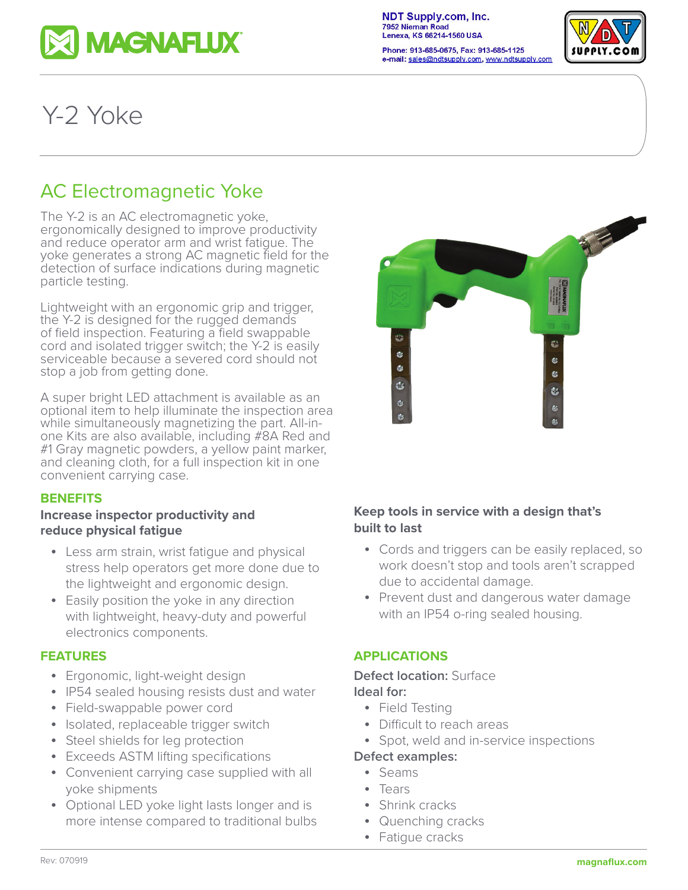MAGNAFLUX

NDT Supply.com, Inc.
7952 Nieman Road
Lenexa, KS 66214-1560 USA

Phone: 913-685-0675, Fax: 913-685-1125
e-mail: sales@ndtsupply.com, www.ndtsupply.com

# Y-2 Yoke

## AC Electromagnetic Yoke

The Y-2 is an AC electromagnetic yoke, ergonomically designed to improve productivity and reduce operator arm and wrist fatigue. The yoke generates a strong AC magnetic field for the detection of surface indications during magnetic particle testing.

Lightweight with an ergonomic grip and trigger, the Y-2 is designed for the rugged demands of field inspection. Featuring a field swappable cord and isolated trigger switch; the Y-2 is easily serviceable because a severed cord should not stop a job from getting done.

A super bright LED attachment is available as an optional item to help illuminate the inspection area while simultaneously magnetizing the part. All-in-one Kits are also available, including #8A Red and #1 Gray magnetic powders, a yellow paint marker, and cleaning cloth, for a full inspection kit in one convenient carrying case.

### BENEFITS

**Increase inspector productivity and reduce physical fatigue**

- Less arm strain, wrist fatigue and physical stress help operators get more done due to the lightweight and ergonomic design.
- Easily position the yoke in any direction with lightweight, heavy-duty and powerful electronics components.

**Keep tools in service with a design that's built to last**

- Cords and triggers can be easily replaced, so work doesn't stop and tools aren't scrapped due to accidental damage.
- Prevent dust and dangerous water damage with an IP54 o-ring sealed housing.

### FEATURES

- Ergonomic, light-weight design
- IP54 sealed housing resists dust and water
- Field-swappable power cord
- Isolated, replaceable trigger switch
- Steel shields for leg protection
- Exceeds ASTM lifting specifications
- Convenient carrying case supplied with all yoke shipments
- Optional LED yoke light lasts longer and is more intense compared to traditional bulbs

### APPLICATIONS

**Defect location:** Surface

**Ideal for:**

- Field Testing
- Difficult to reach areas
- Spot, weld and in-service inspections

**Defect examples:**

- Seams
- Tears
- Shrink cracks
- Quenching cracks
- Fatigue cracks

Rev: 070919

magnaflux.com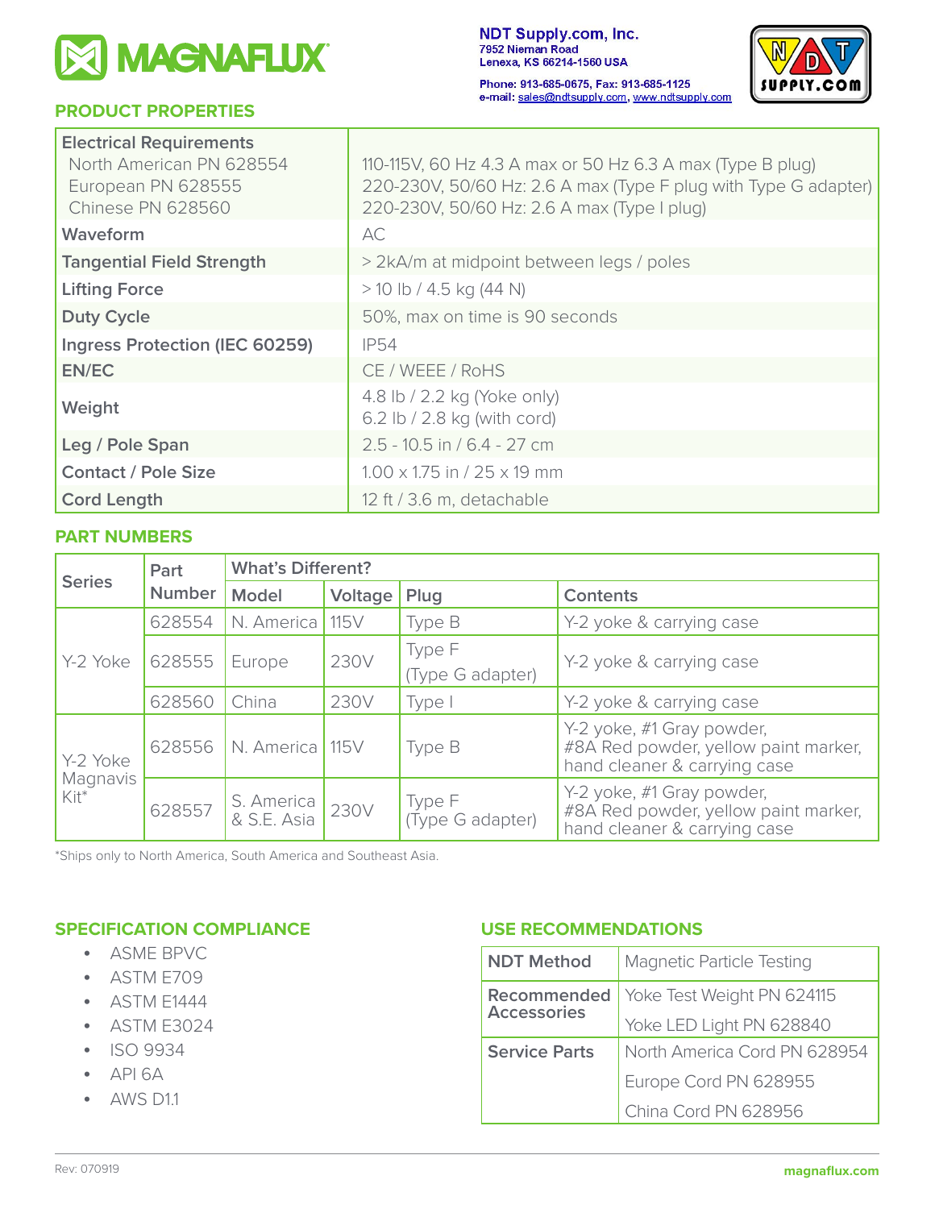MAGNAFLUX

NDT Supply.com, Inc.
7952 Nieman Road
Lenexa, KS 66214-1560 USA

Phone: 913-685-0675, Fax: 913-685-1125
e-mail: sales@ndtsupply.com, www.ndtsupply.com

## PRODUCT PROPERTIES

| | |
|---|---|
| **Electrical Requirements**<br>North American PN 628554<br>European PN 628555<br>Chinese PN 628560 | 110-115V, 60 Hz 4.3 A max or 50 Hz 6.3 A max (Type B plug)<br>220-230V, 50/60 Hz: 2.6 A max (Type F plug with Type G adapter)<br>220-230V, 50/60 Hz: 2.6 A max (Type I plug) |
| **Waveform** | AC |
| **Tangential Field Strength** | > 2kA/m at midpoint between legs / poles |
| **Lifting Force** | > 10 lb / 4.5 kg (44 N) |
| **Duty Cycle** | 50%, max on time is 90 seconds |
| **Ingress Protection (IEC 60259)** | IP54 |
| **EN/EC** | CE / WEEE / RoHS |
| **Weight** | 4.8 lb / 2.2 kg (Yoke only)<br>6.2 lb / 2.8 kg (with cord) |
| **Leg / Pole Span** | 2.5 - 10.5 in / 6.4 - 27 cm |
| **Contact / Pole Size** | 1.00 x 1.75 in / 25 x 19 mm |
| **Cord Length** | 12 ft / 3.6 m, detachable |

## PART NUMBERS

| Series | Part Number | What's Different? | | | |
|---|---|---|---|---|---|
| | | Model | Voltage | Plug | Contents |
| Y-2 Yoke | 628554 | N. America | 115V | Type B | Y-2 yoke & carrying case |
| | 628555 | Europe | 230V | Type F (Type G adapter) | Y-2 yoke & carrying case |
| | 628560 | China | 230V | Type I | Y-2 yoke & carrying case |
| Y-2 Yoke Magnavis Kit* | 628556 | N. America | 115V | Type B | Y-2 yoke, #1 Gray powder, #8A Red powder, yellow paint marker, hand cleaner & carrying case |
| | 628557 | S. America & S.E. Asia | 230V | Type F (Type G adapter) | Y-2 yoke, #1 Gray powder, #8A Red powder, yellow paint marker, hand cleaner & carrying case |

*Ships only to North America, South America and Southeast Asia.

## SPECIFICATION COMPLIANCE

- ASME BPVC
- ASTM E709
- ASTM E1444
- ASTM E3024
- ISO 9934
- API 6A
- AWS D1.1

## USE RECOMMENDATIONS

| | |
|---|---|
| **NDT Method** | Magnetic Particle Testing |
| **Recommended Accessories** | Yoke Test Weight PN 624115<br>Yoke LED Light PN 628840 |
| **Service Parts** | North America Cord PN 628954<br>Europe Cord PN 628955<br>China Cord PN 628956 |

Rev: 070919

magnaflux.com